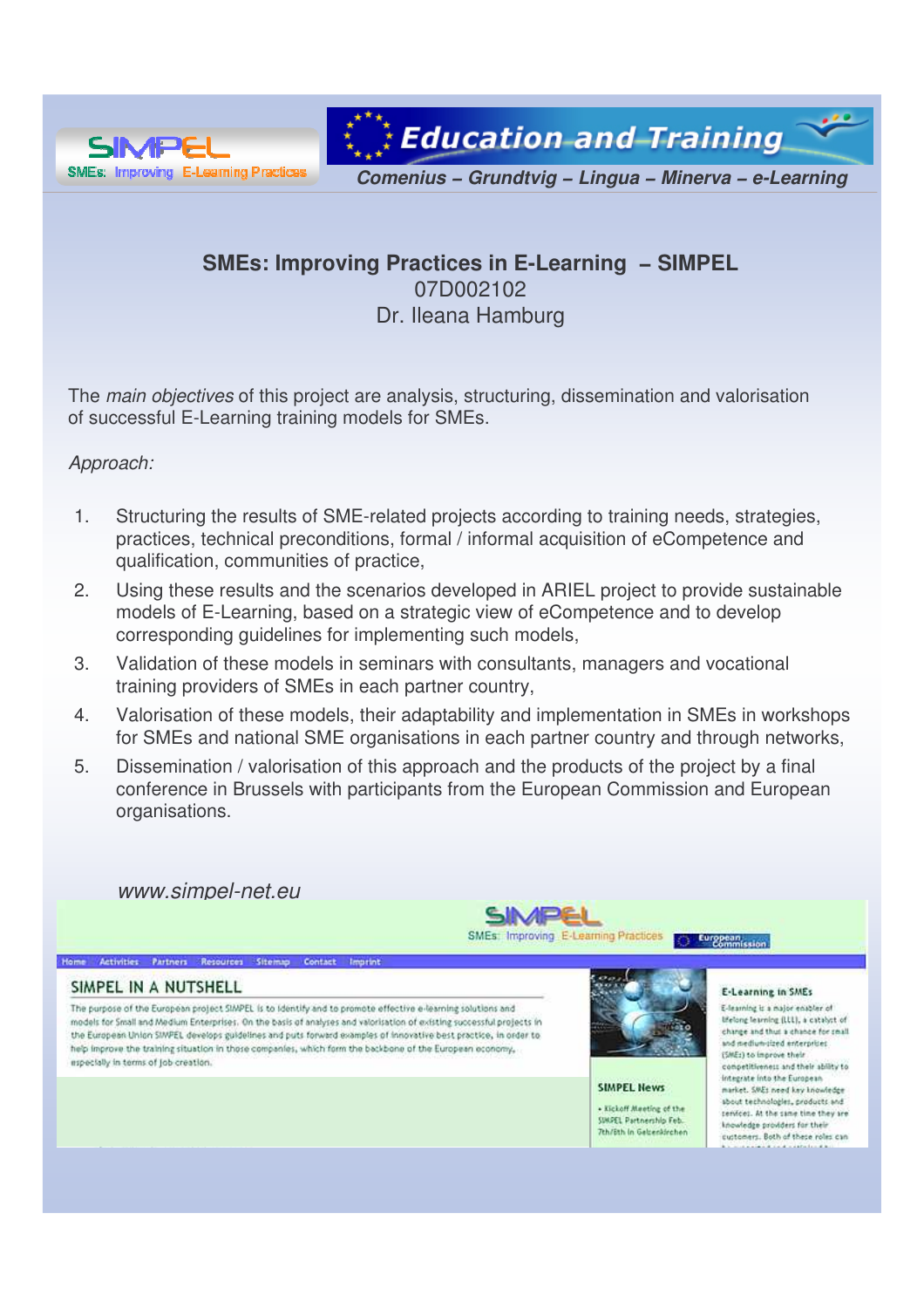SIMPEL
SMEs: Improving E-Learning Practices

Education and Training
Comenius – Grundtvig – Lingua – Minerva – e-Learning

## SMEs: Improving Practices in E-Learning – SIMPEL

07D002102

Dr. Ileana Hamburg

The *main objectives* of this project are analysis, structuring, dissemination and valorisation of successful E-Learning training models for SMEs.

*Approach:*

1. Structuring the results of SME-related projects according to training needs, strategies, practices, technical preconditions, formal / informal acquisition of eCompetence and qualification, communities of practice,
2. Using these results and the scenarios developed in ARIEL project to provide sustainable models of E-Learning, based on a strategic view of eCompetence and to develop corresponding guidelines for implementing such models,
3. Validation of these models in seminars with consultants, managers and vocational training providers of SMEs in each partner country,
4. Valorisation of these models, their adaptability and implementation in SMEs in workshops for SMEs and national SME organisations in each partner country and through networks,
5. Dissemination / valorisation of this approach and the products of the project by a final conference in Brussels with participants from the European Commission and European organisations.

*www.simpel-net.eu*

SIMPEL
SMEs: Improving E-Learning Practices

European Commission

Home Activities Partners Resources Sitemap Contact Imprint

### SIMPEL IN A NUTSHELL

The purpose of the European project SIMPEL is to identify and to promote effective e-learning solutions and models for Small and Medium Enterprises. On the basis of analyses and valorisation of existing successful projects in the European Union SIMPEL develops guidelines and puts forward examples of innovative best practice, in order to help improve the training situation in those companies, which form the backbone of the European economy, especially in terms of job creation.

**SIMPEL News**

- Kickoff Meeting of the SIMPEL Partnership Feb. 7th/8th in Gelsenkirchen

**E-Learning in SMEs**

E-learning is a major enabler of lifelong learning (LLL), a catalyst of change and thus a chance for small and medium-sized enterprises (SMEs) to improve their competitiveness and their ability to integrate into the European market. SMEs need key knowledge about technologies, products and services. At the same time they are knowledge providers for their customers. Both of these roles can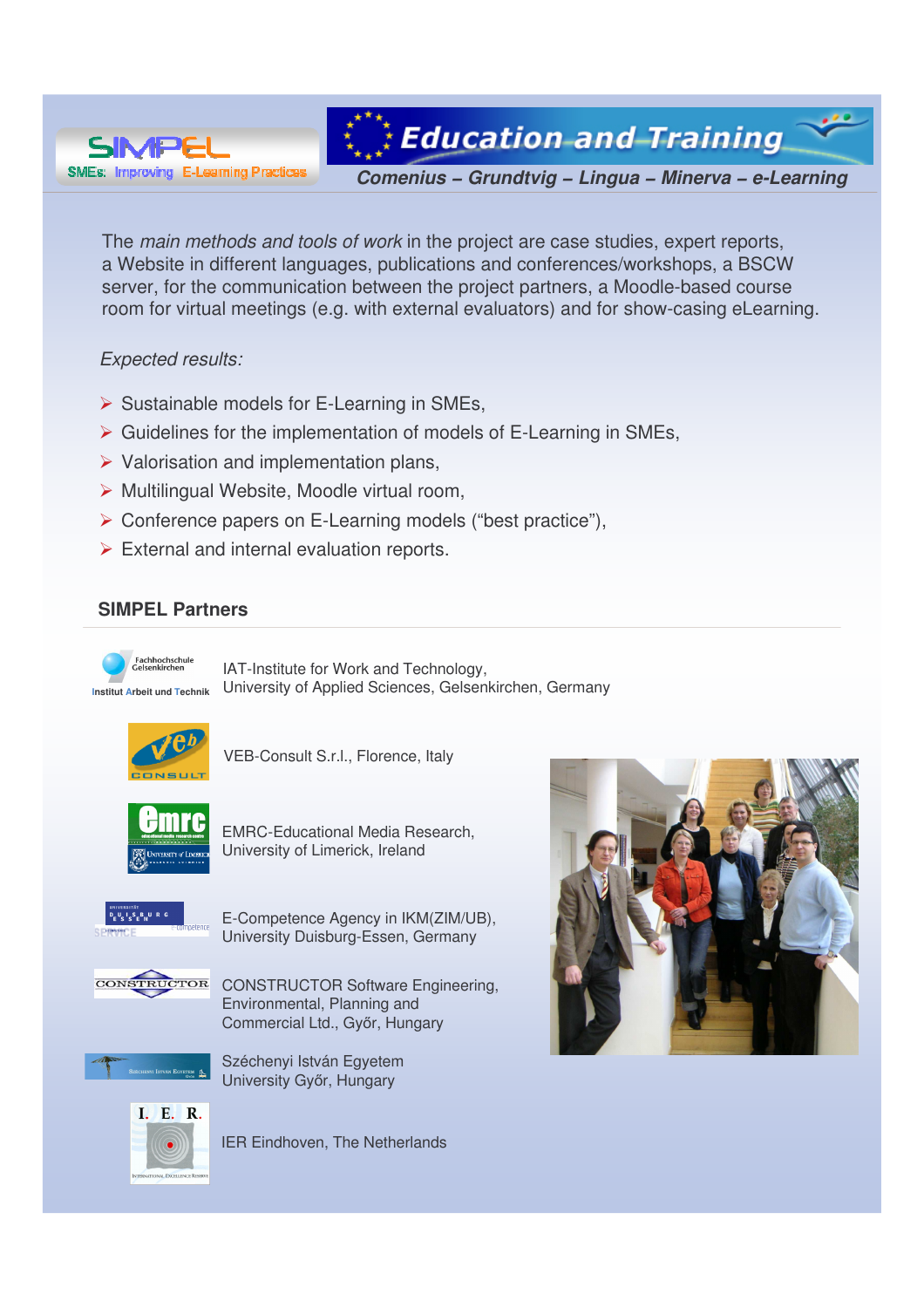The *main methods and tools of work* in the project are case studies, expert reports, a Website in different languages, publications and conferences/workshops, a BSCW server, for the communication between the project partners, a Moodle-based course room for virtual meetings (e.g. with external evaluators) and for show-casing eLearning.

*Expected results:*

- Sustainable models for E-Learning in SMEs,
- Guidelines for the implementation of models of E-Learning in SMEs,
- Valorisation and implementation plans,
- Multilingual Website, Moodle virtual room,
- Conference papers on E-Learning models (“best practice”),
- External and internal evaluation reports.

## SIMPEL Partners

IAT-Institute for Work and Technology,
University of Applied Sciences, Gelsenkirchen, Germany

VEB-Consult S.r.l., Florence, Italy

EMRC-Educational Media Research,
University of Limerick, Ireland

E-Competence Agency in IKM(ZIM/UB),
University Duisburg-Essen, Germany

CONSTRUCTOR Software Engineering,
Environmental, Planning and
Commercial Ltd., Győr, Hungary

Széchenyi István Egyetem
University Győr, Hungary

IER Eindhoven, The Netherlands